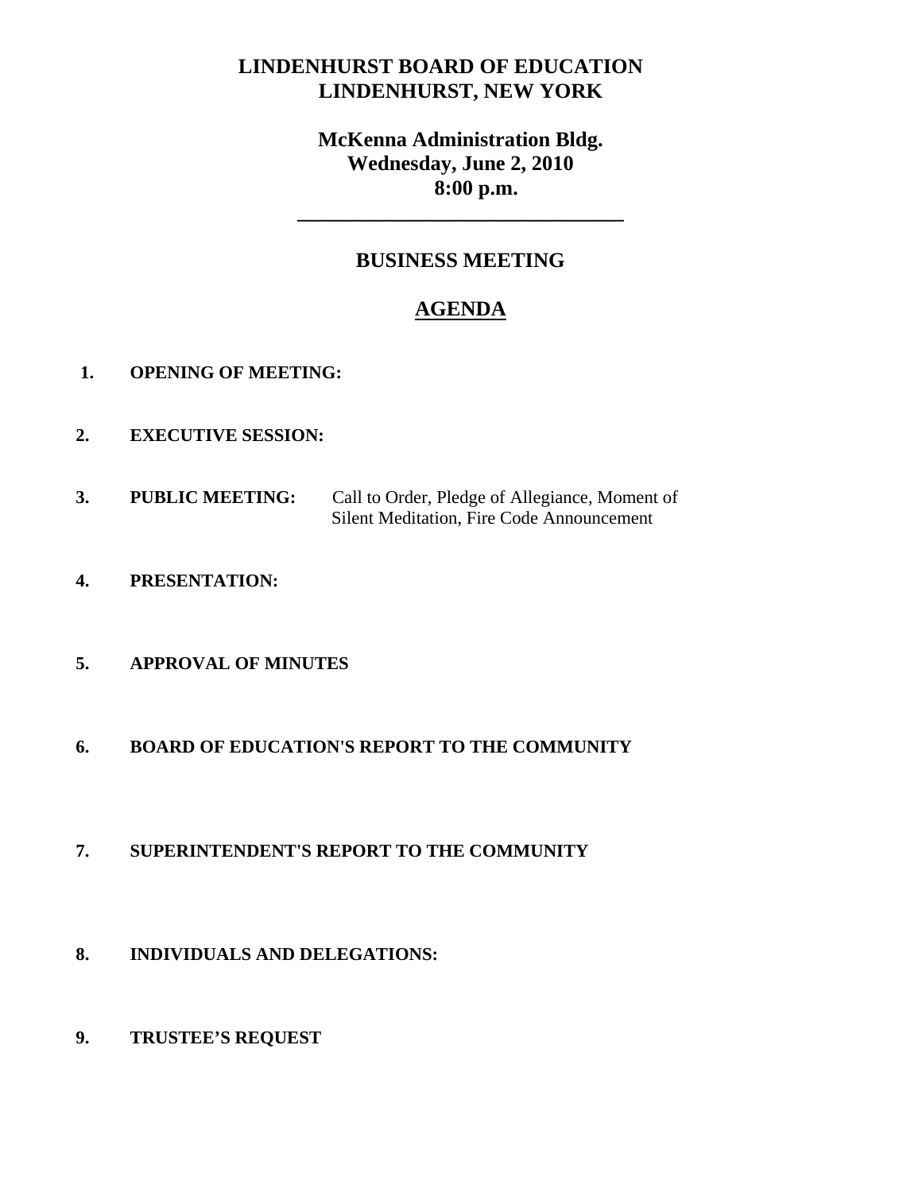# LINDENHURST BOARD OF EDUCATION
# LINDENHURST, NEW YORK

**McKenna Administration Bldg.**
**Wednesday, June 2, 2010**
**8:00 p.m.**

---

## BUSINESS MEETING

## AGENDA

1. **OPENING OF MEETING:**

2. **EXECUTIVE SESSION:**

3. **PUBLIC MEETING:** Call to Order, Pledge of Allegiance, Moment of Silent Meditation, Fire Code Announcement

4. **PRESENTATION:**

5. **APPROVAL OF MINUTES**

6. **BOARD OF EDUCATION'S REPORT TO THE COMMUNITY**

7. **SUPERINTENDENT'S REPORT TO THE COMMUNITY**

8. **INDIVIDUALS AND DELEGATIONS:**

9. **TRUSTEE'S REQUEST**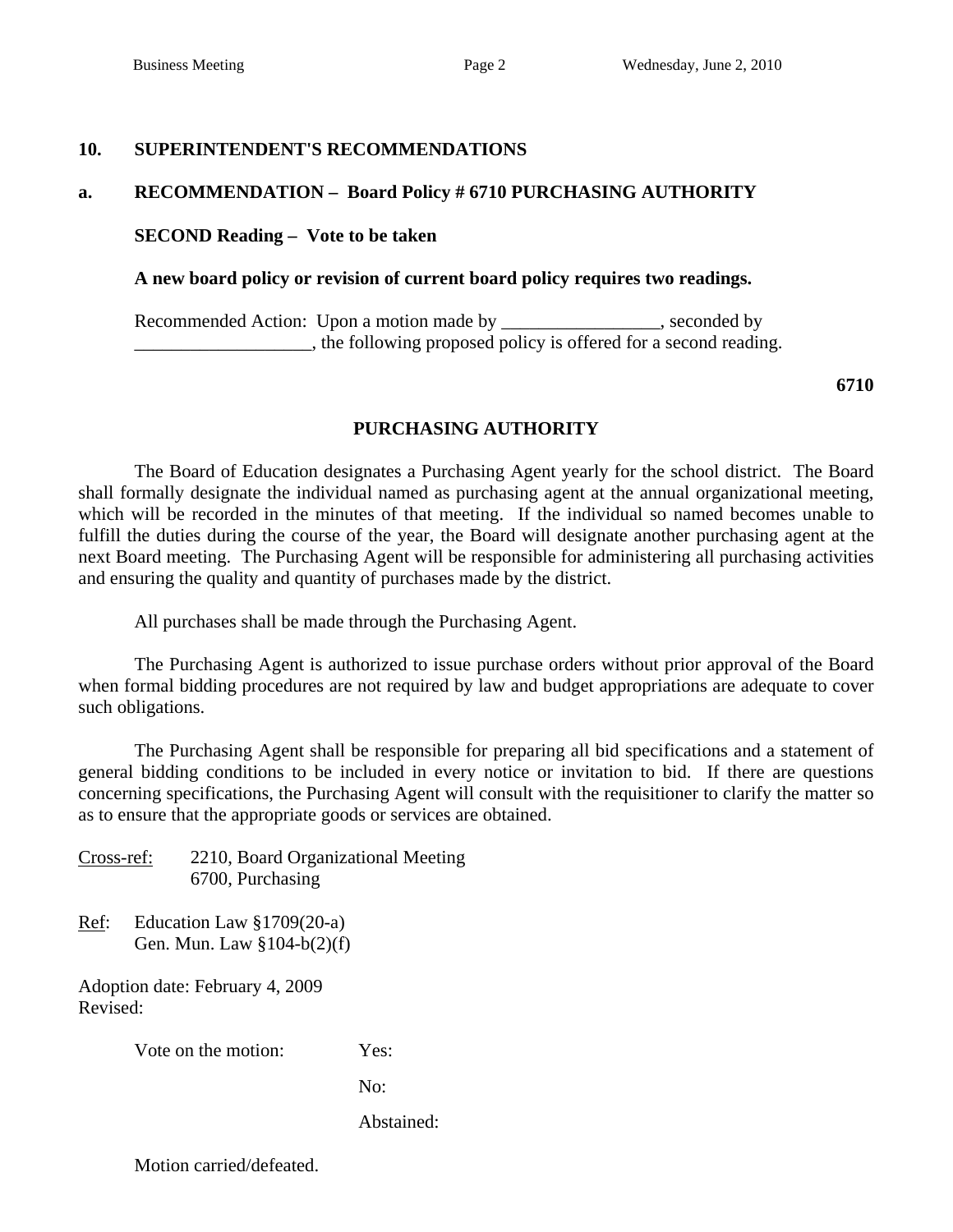## 10. SUPERINTENDENT'S RECOMMENDATIONS

### a. RECOMMENDATION – Board Policy # 6710 PURCHASING AUTHORITY

**SECOND Reading – Vote to be taken**

**A new board policy or revision of current board policy requires two readings.**

Recommended Action: Upon a motion made by _________________, seconded by ___________________, the following proposed policy is offered for a second reading.

**6710**

**PURCHASING AUTHORITY**

The Board of Education designates a Purchasing Agent yearly for the school district. The Board shall formally designate the individual named as purchasing agent at the annual organizational meeting, which will be recorded in the minutes of that meeting. If the individual so named becomes unable to fulfill the duties during the course of the year, the Board will designate another purchasing agent at the next Board meeting. The Purchasing Agent will be responsible for administering all purchasing activities and ensuring the quality and quantity of purchases made by the district.

All purchases shall be made through the Purchasing Agent.

The Purchasing Agent is authorized to issue purchase orders without prior approval of the Board when formal bidding procedures are not required by law and budget appropriations are adequate to cover such obligations.

The Purchasing Agent shall be responsible for preparing all bid specifications and a statement of general bidding conditions to be included in every notice or invitation to bid. If there are questions concerning specifications, the Purchasing Agent will consult with the requisitioner to clarify the matter so as to ensure that the appropriate goods or services are obtained.

Cross-ref: 2210, Board Organizational Meeting
6700, Purchasing

Ref: Education Law §1709(20-a)
Gen. Mun. Law §104-b(2)(f)

Adoption date: February 4, 2009
Revised:

Vote on the motion: Yes:

No:

Abstained:

Motion carried/defeated.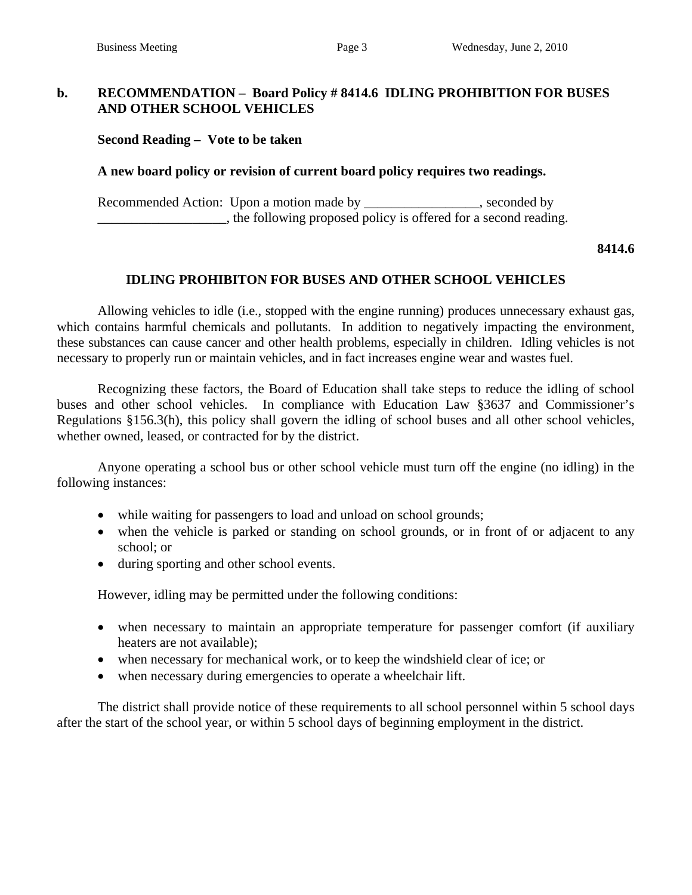**b. RECOMMENDATION – Board Policy # 8414.6 IDLING PROHIBITION FOR BUSES AND OTHER SCHOOL VEHICLES**

**Second Reading – Vote to be taken**

**A new board policy or revision of current board policy requires two readings.**

Recommended Action: Upon a motion made by _________________, seconded by ___________________, the following proposed policy is offered for a second reading.

**8414.6**

**IDLING PROHIBITON FOR BUSES AND OTHER SCHOOL VEHICLES**

Allowing vehicles to idle (i.e., stopped with the engine running) produces unnecessary exhaust gas, which contains harmful chemicals and pollutants. In addition to negatively impacting the environment, these substances can cause cancer and other health problems, especially in children. Idling vehicles is not necessary to properly run or maintain vehicles, and in fact increases engine wear and wastes fuel.

Recognizing these factors, the Board of Education shall take steps to reduce the idling of school buses and other school vehicles. In compliance with Education Law §3637 and Commissioner's Regulations §156.3(h), this policy shall govern the idling of school buses and all other school vehicles, whether owned, leased, or contracted for by the district.

Anyone operating a school bus or other school vehicle must turn off the engine (no idling) in the following instances:

- while waiting for passengers to load and unload on school grounds;
- when the vehicle is parked or standing on school grounds, or in front of or adjacent to any school; or
- during sporting and other school events.

However, idling may be permitted under the following conditions:

- when necessary to maintain an appropriate temperature for passenger comfort (if auxiliary heaters are not available);
- when necessary for mechanical work, or to keep the windshield clear of ice; or
- when necessary during emergencies to operate a wheelchair lift.

The district shall provide notice of these requirements to all school personnel within 5 school days after the start of the school year, or within 5 school days of beginning employment in the district.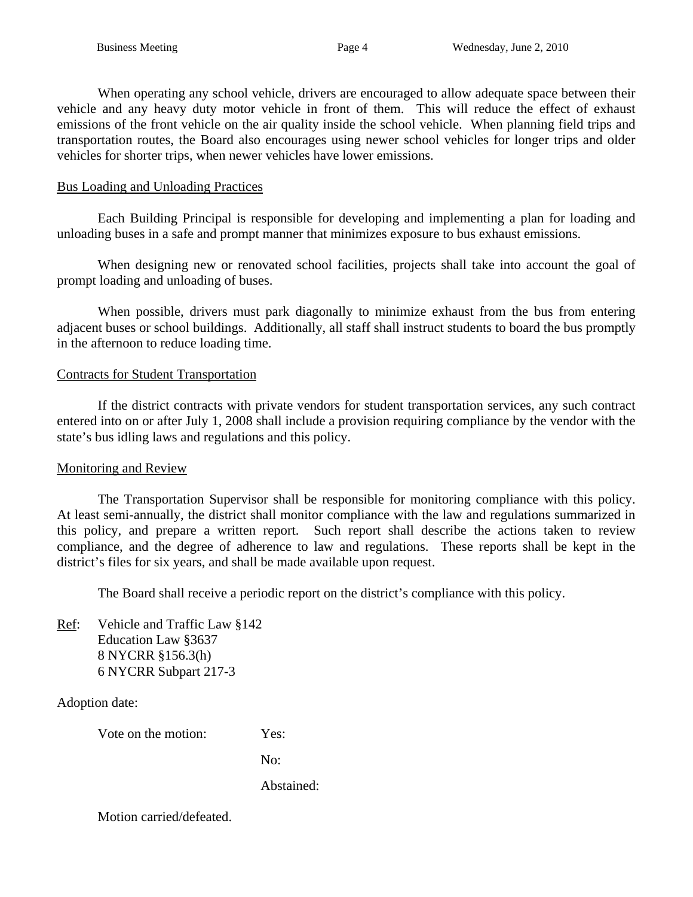When operating any school vehicle, drivers are encouraged to allow adequate space between their vehicle and any heavy duty motor vehicle in front of them. This will reduce the effect of exhaust emissions of the front vehicle on the air quality inside the school vehicle. When planning field trips and transportation routes, the Board also encourages using newer school vehicles for longer trips and older vehicles for shorter trips, when newer vehicles have lower emissions.

<u>Bus Loading and Unloading Practices</u>

Each Building Principal is responsible for developing and implementing a plan for loading and unloading buses in a safe and prompt manner that minimizes exposure to bus exhaust emissions.

When designing new or renovated school facilities, projects shall take into account the goal of prompt loading and unloading of buses.

When possible, drivers must park diagonally to minimize exhaust from the bus from entering adjacent buses or school buildings. Additionally, all staff shall instruct students to board the bus promptly in the afternoon to reduce loading time.

<u>Contracts for Student Transportation</u>

If the district contracts with private vendors for student transportation services, any such contract entered into on or after July 1, 2008 shall include a provision requiring compliance by the vendor with the state's bus idling laws and regulations and this policy.

<u>Monitoring and Review</u>

The Transportation Supervisor shall be responsible for monitoring compliance with this policy. At least semi-annually, the district shall monitor compliance with the law and regulations summarized in this policy, and prepare a written report. Such report shall describe the actions taken to review compliance, and the degree of adherence to law and regulations. These reports shall be kept in the district's files for six years, and shall be made available upon request.

The Board shall receive a periodic report on the district's compliance with this policy.

<u>Ref</u>: Vehicle and Traffic Law §142
Education Law §3637
8 NYCRR §156.3(h)
6 NYCRR Subpart 217-3

Adoption date:

Vote on the motion: Yes:

No:

Abstained:

Motion carried/defeated.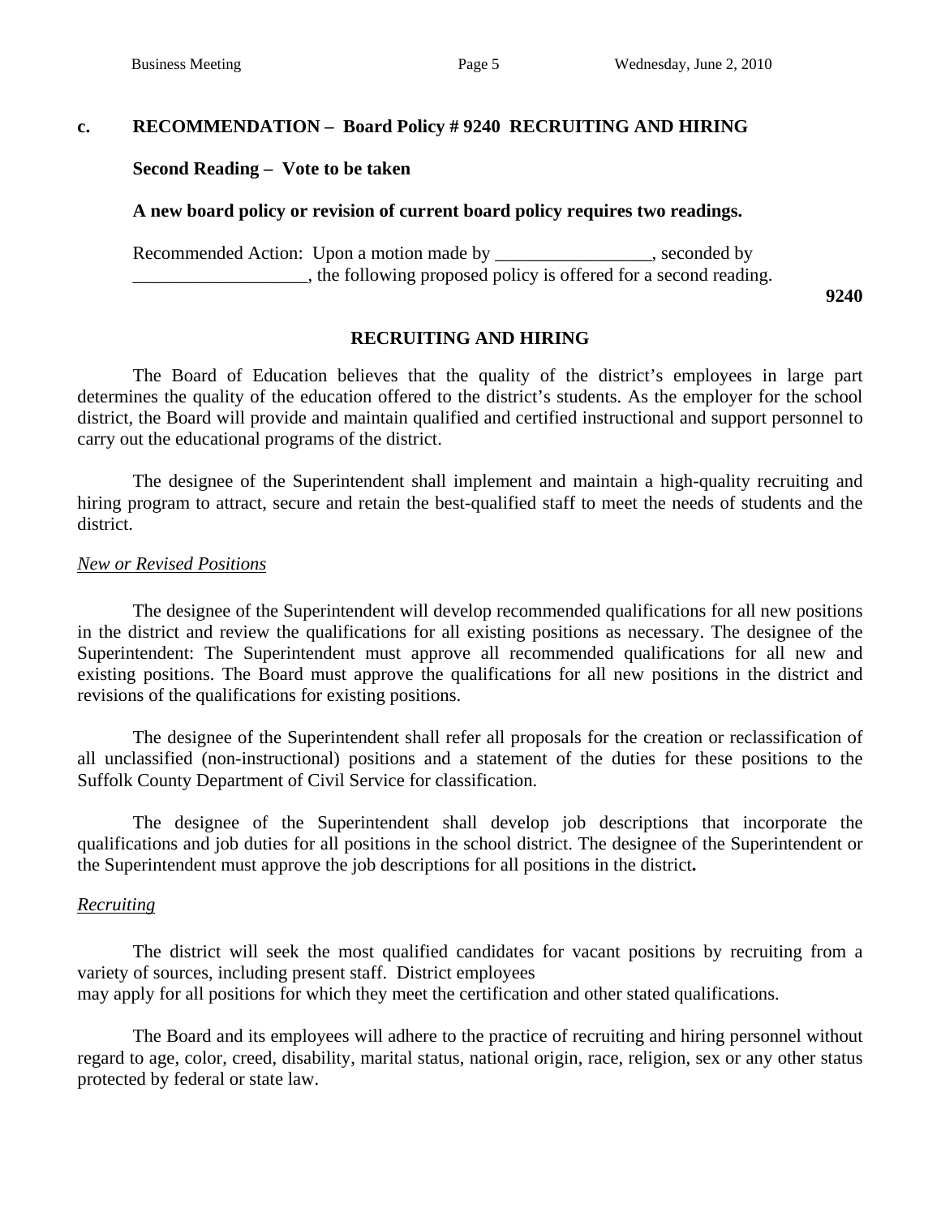**c. RECOMMENDATION – Board Policy # 9240 RECRUITING AND HIRING**

**Second Reading – Vote to be taken**

**A new board policy or revision of current board policy requires two readings.**

Recommended Action: Upon a motion made by _________________, seconded by ___________________, the following proposed policy is offered for a second reading.

**9240**

## RECRUITING AND HIRING

The Board of Education believes that the quality of the district's employees in large part determines the quality of the education offered to the district's students. As the employer for the school district, the Board will provide and maintain qualified and certified instructional and support personnel to carry out the educational programs of the district.

The designee of the Superintendent shall implement and maintain a high-quality recruiting and hiring program to attract, secure and retain the best-qualified staff to meet the needs of students and the district.

*New or Revised Positions*

The designee of the Superintendent will develop recommended qualifications for all new positions in the district and review the qualifications for all existing positions as necessary. The designee of the Superintendent: The Superintendent must approve all recommended qualifications for all new and existing positions. The Board must approve the qualifications for all new positions in the district and revisions of the qualifications for existing positions.

The designee of the Superintendent shall refer all proposals for the creation or reclassification of all unclassified (non-instructional) positions and a statement of the duties for these positions to the Suffolk County Department of Civil Service for classification.

The designee of the Superintendent shall develop job descriptions that incorporate the qualifications and job duties for all positions in the school district. The designee of the Superintendent or the Superintendent must approve the job descriptions for all positions in the district.

*Recruiting*

The district will seek the most qualified candidates for vacant positions by recruiting from a variety of sources, including present staff. District employees may apply for all positions for which they meet the certification and other stated qualifications.

The Board and its employees will adhere to the practice of recruiting and hiring personnel without regard to age, color, creed, disability, marital status, national origin, race, religion, sex or any other status protected by federal or state law.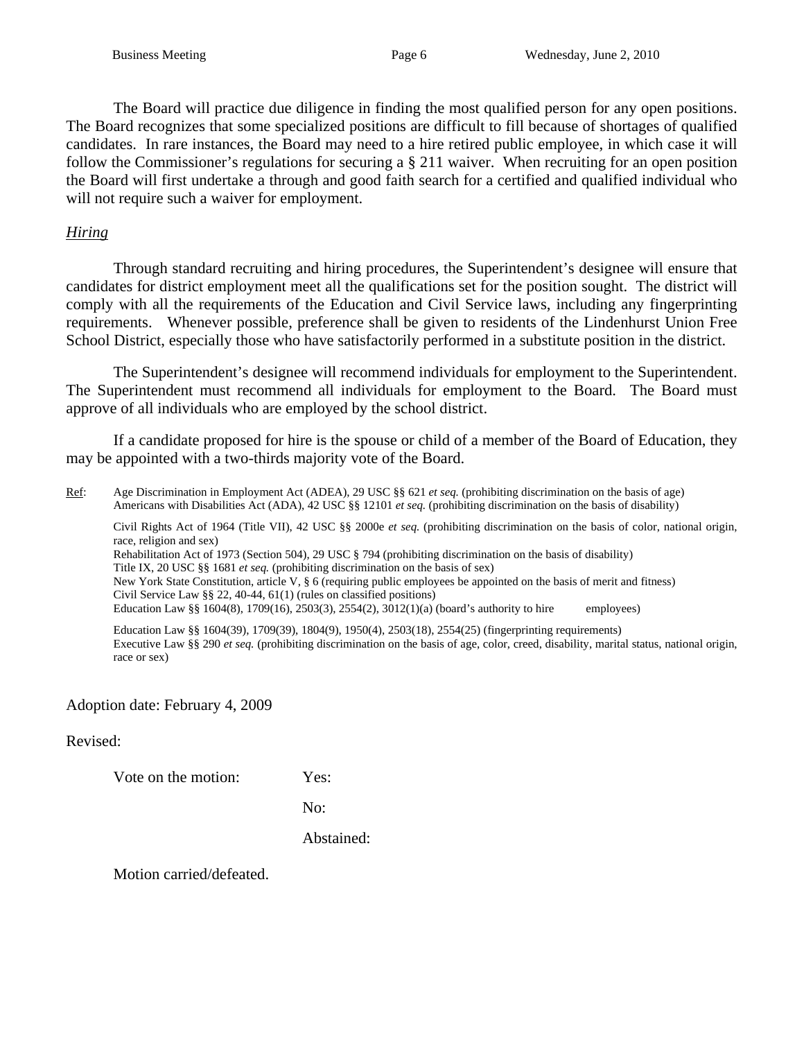The Board will practice due diligence in finding the most qualified person for any open positions. The Board recognizes that some specialized positions are difficult to fill because of shortages of qualified candidates. In rare instances, the Board may need to a hire retired public employee, in which case it will follow the Commissioner's regulations for securing a § 211 waiver. When recruiting for an open position the Board will first undertake a through and good faith search for a certified and qualified individual who will not require such a waiver for employment.

*Hiring*

Through standard recruiting and hiring procedures, the Superintendent's designee will ensure that candidates for district employment meet all the qualifications set for the position sought. The district will comply with all the requirements of the Education and Civil Service laws, including any fingerprinting requirements. Whenever possible, preference shall be given to residents of the Lindenhurst Union Free School District, especially those who have satisfactorily performed in a substitute position in the district.

The Superintendent's designee will recommend individuals for employment to the Superintendent. The Superintendent must recommend all individuals for employment to the Board. The Board must approve of all individuals who are employed by the school district.

If a candidate proposed for hire is the spouse or child of a member of the Board of Education, they may be appointed with a two-thirds majority vote of the Board.

Ref: Age Discrimination in Employment Act (ADEA), 29 USC §§ 621 *et seq.* (prohibiting discrimination on the basis of age)
Americans with Disabilities Act (ADA), 42 USC §§ 12101 *et seq.* (prohibiting discrimination on the basis of disability)

Civil Rights Act of 1964 (Title VII), 42 USC §§ 2000e *et seq.* (prohibiting discrimination on the basis of color, national origin, race, religion and sex)
Rehabilitation Act of 1973 (Section 504), 29 USC § 794 (prohibiting discrimination on the basis of disability)
Title IX, 20 USC §§ 1681 *et seq.* (prohibiting discrimination on the basis of sex)
New York State Constitution, article V, § 6 (requiring public employees be appointed on the basis of merit and fitness)
Civil Service Law §§ 22, 40-44, 61(1) (rules on classified positions)
Education Law §§ 1604(8), 1709(16), 2503(3), 2554(2), 3012(1)(a) (board's authority to hire employees)

Education Law §§ 1604(39), 1709(39), 1804(9), 1950(4), 2503(18), 2554(25) (fingerprinting requirements)
Executive Law §§ 290 *et seq.* (prohibiting discrimination on the basis of age, color, creed, disability, marital status, national origin, race or sex)

Adoption date: February 4, 2009

Revised:

Vote on the motion: Yes:

No:

Abstained:

Motion carried/defeated.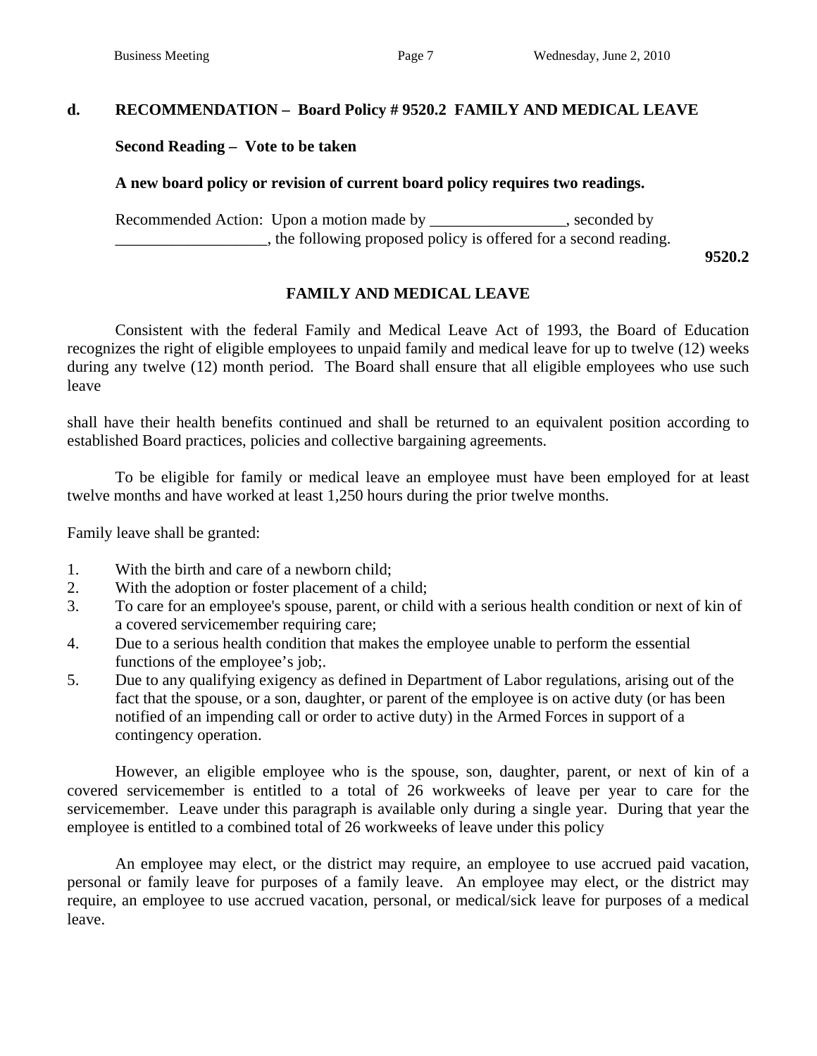**d. RECOMMENDATION – Board Policy # 9520.2 FAMILY AND MEDICAL LEAVE**

**Second Reading – Vote to be taken**

**A new board policy or revision of current board policy requires two readings.**

Recommended Action: Upon a motion made by _________________, seconded by ___________________, the following proposed policy is offered for a second reading.

**9520.2**

## FAMILY AND MEDICAL LEAVE

Consistent with the federal Family and Medical Leave Act of 1993, the Board of Education recognizes the right of eligible employees to unpaid family and medical leave for up to twelve (12) weeks during any twelve (12) month period. The Board shall ensure that all eligible employees who use such leave

shall have their health benefits continued and shall be returned to an equivalent position according to established Board practices, policies and collective bargaining agreements.

To be eligible for family or medical leave an employee must have been employed for at least twelve months and have worked at least 1,250 hours during the prior twelve months.

Family leave shall be granted:

1. With the birth and care of a newborn child;
2. With the adoption or foster placement of a child;
3. To care for an employee's spouse, parent, or child with a serious health condition or next of kin of a covered servicemember requiring care;
4. Due to a serious health condition that makes the employee unable to perform the essential functions of the employee's job;.
5. Due to any qualifying exigency as defined in Department of Labor regulations, arising out of the fact that the spouse, or a son, daughter, or parent of the employee is on active duty (or has been notified of an impending call or order to active duty) in the Armed Forces in support of a contingency operation.

However, an eligible employee who is the spouse, son, daughter, parent, or next of kin of a covered servicemember is entitled to a total of 26 workweeks of leave per year to care for the servicemember. Leave under this paragraph is available only during a single year. During that year the employee is entitled to a combined total of 26 workweeks of leave under this policy

An employee may elect, or the district may require, an employee to use accrued paid vacation, personal or family leave for purposes of a family leave. An employee may elect, or the district may require, an employee to use accrued vacation, personal, or medical/sick leave for purposes of a medical leave.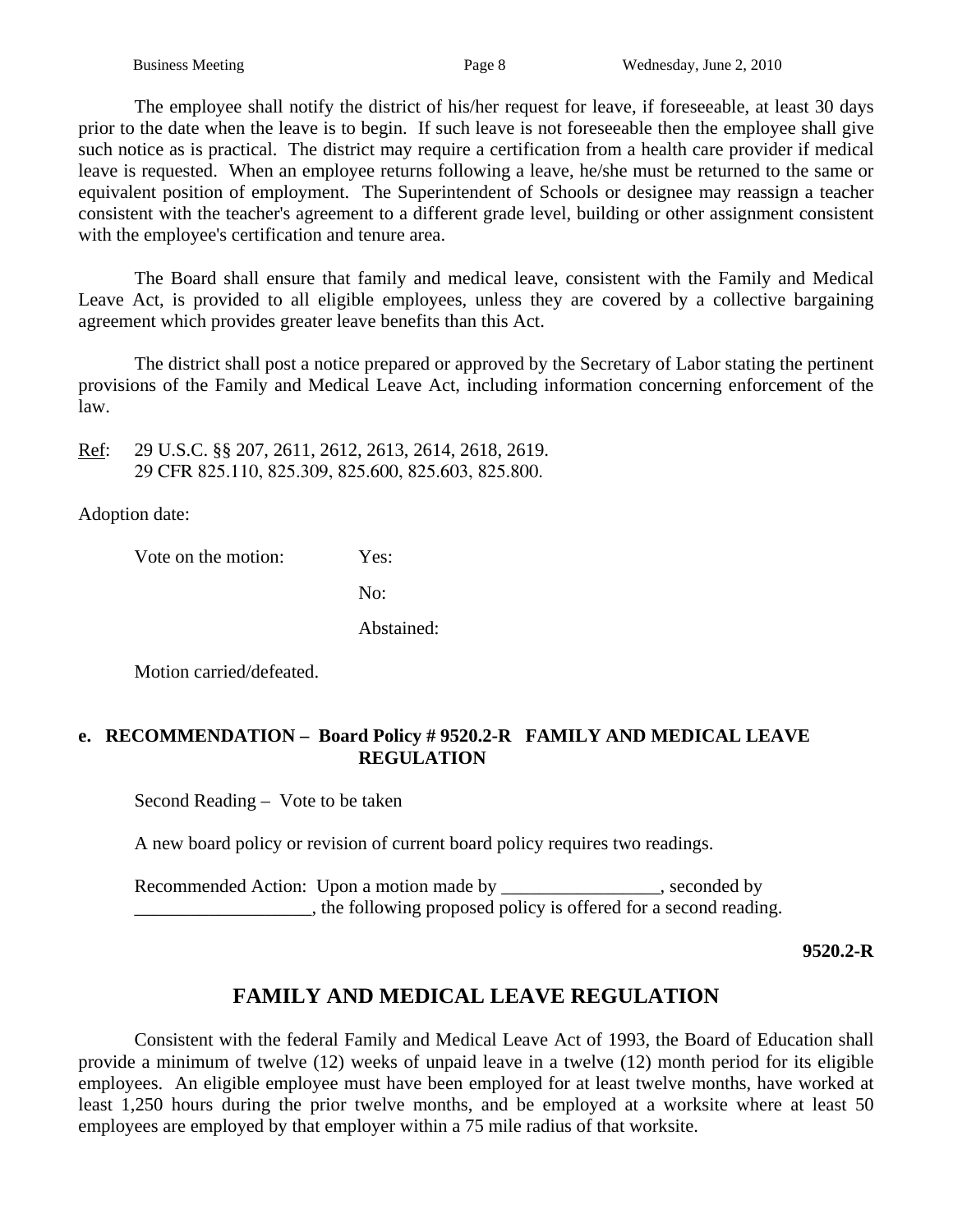The employee shall notify the district of his/her request for leave, if foreseeable, at least 30 days prior to the date when the leave is to begin. If such leave is not foreseeable then the employee shall give such notice as is practical. The district may require a certification from a health care provider if medical leave is requested. When an employee returns following a leave, he/she must be returned to the same or equivalent position of employment. The Superintendent of Schools or designee may reassign a teacher consistent with the teacher's agreement to a different grade level, building or other assignment consistent with the employee's certification and tenure area.

The Board shall ensure that family and medical leave, consistent with the Family and Medical Leave Act, is provided to all eligible employees, unless they are covered by a collective bargaining agreement which provides greater leave benefits than this Act.

The district shall post a notice prepared or approved by the Secretary of Labor stating the pertinent provisions of the Family and Medical Leave Act, including information concerning enforcement of the law.

Ref: 29 U.S.C. §§ 207, 2611, 2612, 2613, 2614, 2618, 2619.
29 CFR 825.110, 825.309, 825.600, 825.603, 825.800.

Adoption date:

Vote on the motion: Yes:

No:

Abstained:

Motion carried/defeated.

**e. RECOMMENDATION – Board Policy # 9520.2-R FAMILY AND MEDICAL LEAVE REGULATION**

Second Reading – Vote to be taken

A new board policy or revision of current board policy requires two readings.

Recommended Action: Upon a motion made by _________________, seconded by ___________________, the following proposed policy is offered for a second reading.

**9520.2-R**

## FAMILY AND MEDICAL LEAVE REGULATION

Consistent with the federal Family and Medical Leave Act of 1993, the Board of Education shall provide a minimum of twelve (12) weeks of unpaid leave in a twelve (12) month period for its eligible employees. An eligible employee must have been employed for at least twelve months, have worked at least 1,250 hours during the prior twelve months, and be employed at a worksite where at least 50 employees are employed by that employer within a 75 mile radius of that worksite.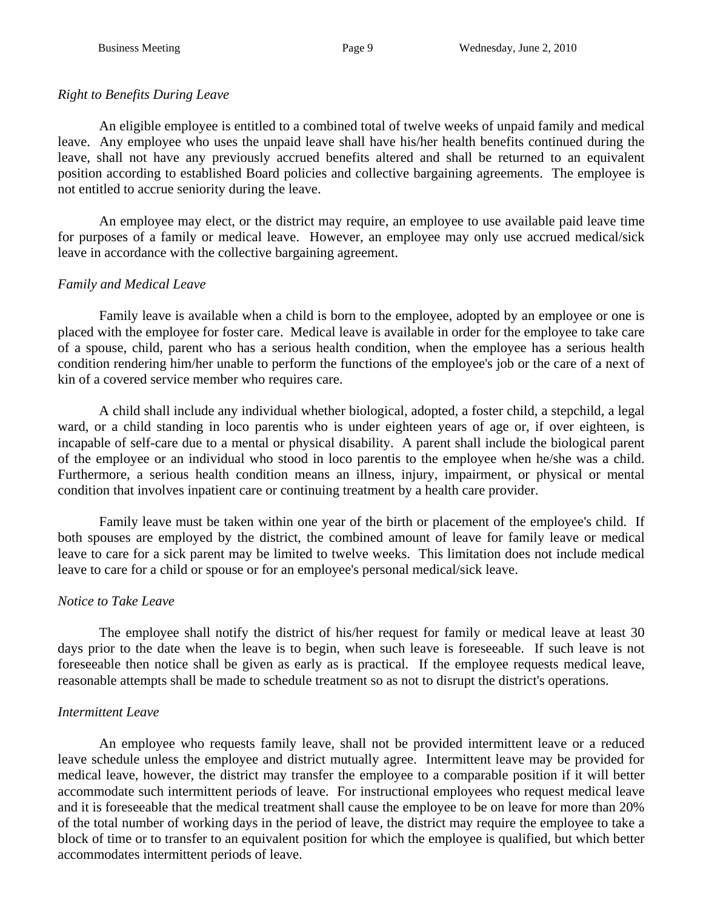*Right to Benefits During Leave*

An eligible employee is entitled to a combined total of twelve weeks of unpaid family and medical leave. Any employee who uses the unpaid leave shall have his/her health benefits continued during the leave, shall not have any previously accrued benefits altered and shall be returned to an equivalent position according to established Board policies and collective bargaining agreements. The employee is not entitled to accrue seniority during the leave.

An employee may elect, or the district may require, an employee to use available paid leave time for purposes of a family or medical leave. However, an employee may only use accrued medical/sick leave in accordance with the collective bargaining agreement.

*Family and Medical Leave*

Family leave is available when a child is born to the employee, adopted by an employee or one is placed with the employee for foster care. Medical leave is available in order for the employee to take care of a spouse, child, parent who has a serious health condition, when the employee has a serious health condition rendering him/her unable to perform the functions of the employee's job or the care of a next of kin of a covered service member who requires care.

A child shall include any individual whether biological, adopted, a foster child, a stepchild, a legal ward, or a child standing in loco parentis who is under eighteen years of age or, if over eighteen, is incapable of self-care due to a mental or physical disability. A parent shall include the biological parent of the employee or an individual who stood in loco parentis to the employee when he/she was a child. Furthermore, a serious health condition means an illness, injury, impairment, or physical or mental condition that involves inpatient care or continuing treatment by a health care provider.

Family leave must be taken within one year of the birth or placement of the employee's child. If both spouses are employed by the district, the combined amount of leave for family leave or medical leave to care for a sick parent may be limited to twelve weeks. This limitation does not include medical leave to care for a child or spouse or for an employee's personal medical/sick leave.

*Notice to Take Leave*

The employee shall notify the district of his/her request for family or medical leave at least 30 days prior to the date when the leave is to begin, when such leave is foreseeable. If such leave is not foreseeable then notice shall be given as early as is practical. If the employee requests medical leave, reasonable attempts shall be made to schedule treatment so as not to disrupt the district's operations.

*Intermittent Leave*

An employee who requests family leave, shall not be provided intermittent leave or a reduced leave schedule unless the employee and district mutually agree. Intermittent leave may be provided for medical leave, however, the district may transfer the employee to a comparable position if it will better accommodate such intermittent periods of leave. For instructional employees who request medical leave and it is foreseeable that the medical treatment shall cause the employee to be on leave for more than 20% of the total number of working days in the period of leave, the district may require the employee to take a block of time or to transfer to an equivalent position for which the employee is qualified, but which better accommodates intermittent periods of leave.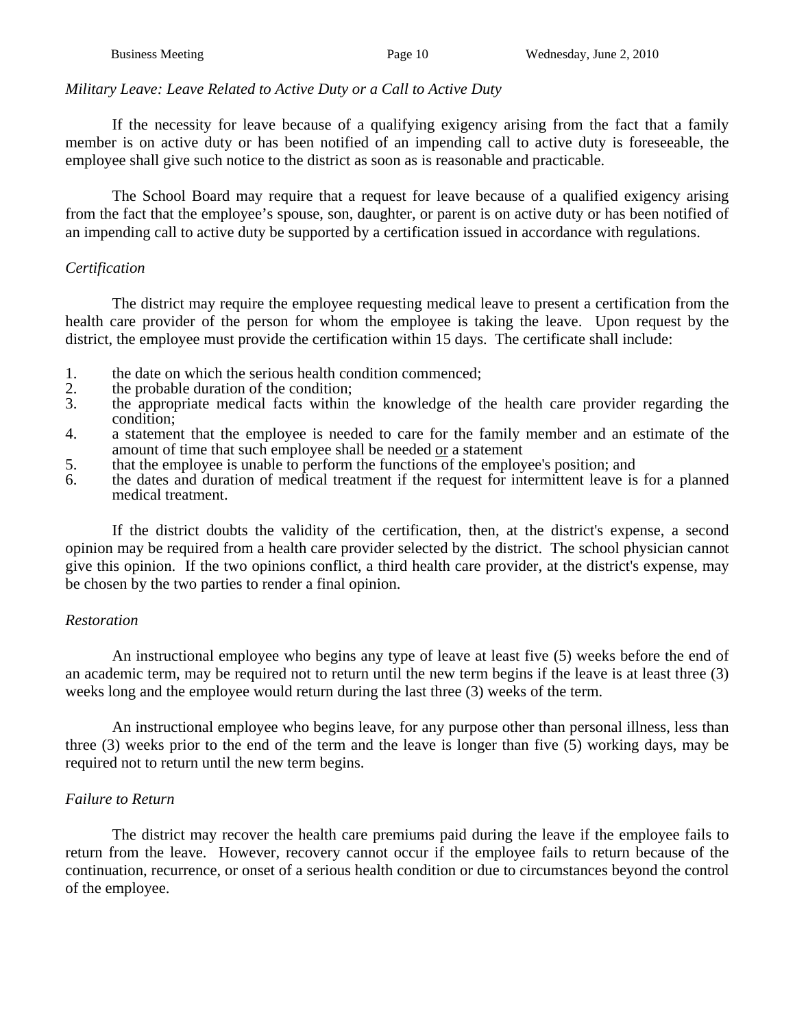*Military Leave: Leave Related to Active Duty or a Call to Active Duty*

If the necessity for leave because of a qualifying exigency arising from the fact that a family member is on active duty or has been notified of an impending call to active duty is foreseeable, the employee shall give such notice to the district as soon as is reasonable and practicable.

The School Board may require that a request for leave because of a qualified exigency arising from the fact that the employee's spouse, son, daughter, or parent is on active duty or has been notified of an impending call to active duty be supported by a certification issued in accordance with regulations.

*Certification*

The district may require the employee requesting medical leave to present a certification from the health care provider of the person for whom the employee is taking the leave. Upon request by the district, the employee must provide the certification within 15 days. The certificate shall include:

1. the date on which the serious health condition commenced;
2. the probable duration of the condition;
3. the appropriate medical facts within the knowledge of the health care provider regarding the condition;
4. a statement that the employee is needed to care for the family member and an estimate of the amount of time that such employee shall be needed <u>or</u> a statement
5. that the employee is unable to perform the functions of the employee's position; and
6. the dates and duration of medical treatment if the request for intermittent leave is for a planned medical treatment.

If the district doubts the validity of the certification, then, at the district's expense, a second opinion may be required from a health care provider selected by the district. The school physician cannot give this opinion. If the two opinions conflict, a third health care provider, at the district's expense, may be chosen by the two parties to render a final opinion.

*Restoration*

An instructional employee who begins any type of leave at least five (5) weeks before the end of an academic term, may be required not to return until the new term begins if the leave is at least three (3) weeks long and the employee would return during the last three (3) weeks of the term.

An instructional employee who begins leave, for any purpose other than personal illness, less than three (3) weeks prior to the end of the term and the leave is longer than five (5) working days, may be required not to return until the new term begins.

*Failure to Return*

The district may recover the health care premiums paid during the leave if the employee fails to return from the leave. However, recovery cannot occur if the employee fails to return because of the continuation, recurrence, or onset of a serious health condition or due to circumstances beyond the control of the employee.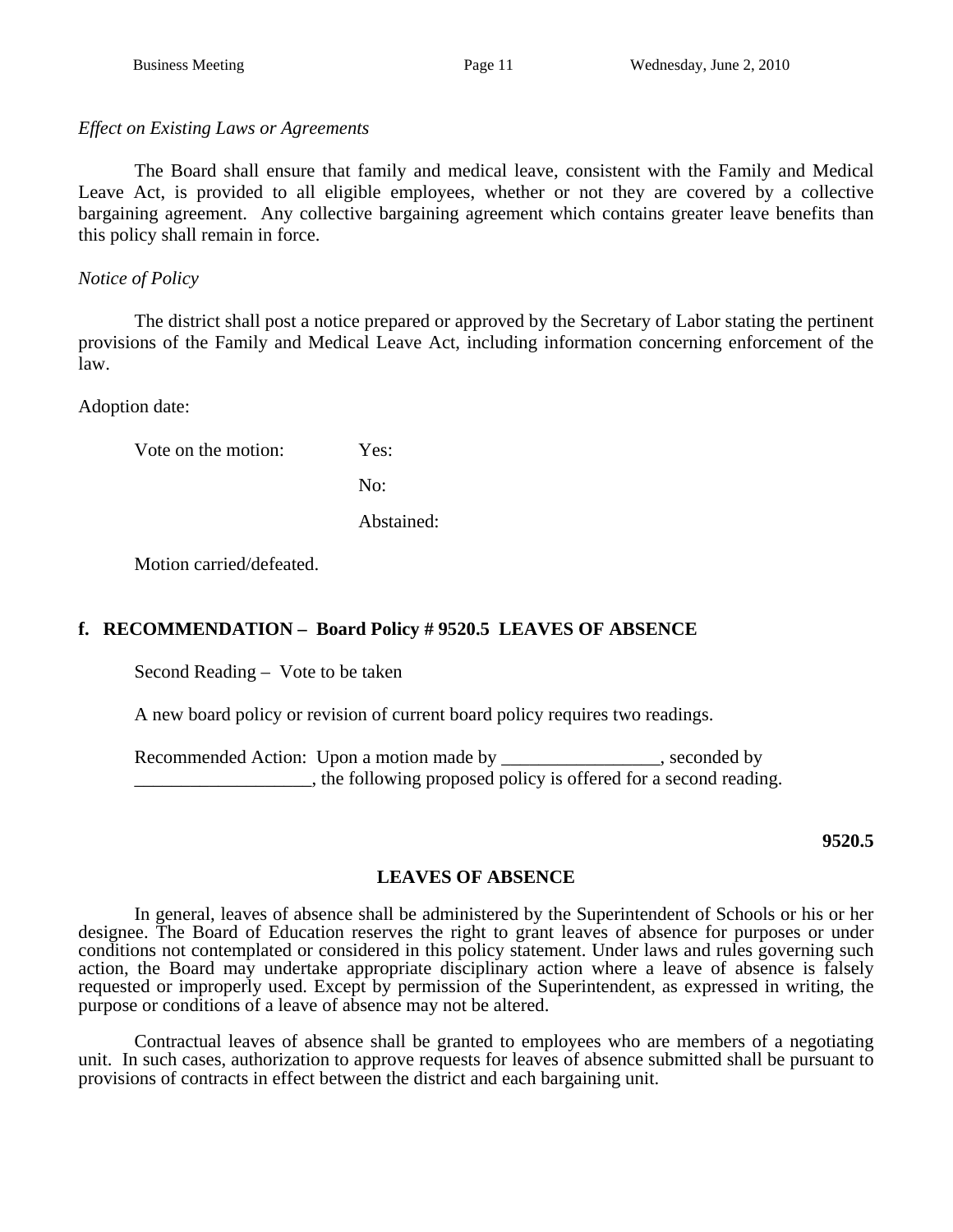*Effect on Existing Laws or Agreements*

The Board shall ensure that family and medical leave, consistent with the Family and Medical Leave Act, is provided to all eligible employees, whether or not they are covered by a collective bargaining agreement. Any collective bargaining agreement which contains greater leave benefits than this policy shall remain in force.

*Notice of Policy*

The district shall post a notice prepared or approved by the Secretary of Labor stating the pertinent provisions of the Family and Medical Leave Act, including information concerning enforcement of the law.

Adoption date:

Vote on the motion: Yes:

No:

Abstained:

Motion carried/defeated.

**f. RECOMMENDATION – Board Policy # 9520.5 LEAVES OF ABSENCE**

Second Reading – Vote to be taken

A new board policy or revision of current board policy requires two readings.

Recommended Action: Upon a motion made by _________________, seconded by ___________________, the following proposed policy is offered for a second reading.

**9520.5**

**LEAVES OF ABSENCE**

In general, leaves of absence shall be administered by the Superintendent of Schools or his or her designee. The Board of Education reserves the right to grant leaves of absence for purposes or under conditions not contemplated or considered in this policy statement. Under laws and rules governing such action, the Board may undertake appropriate disciplinary action where a leave of absence is falsely requested or improperly used. Except by permission of the Superintendent, as expressed in writing, the purpose or conditions of a leave of absence may not be altered.

Contractual leaves of absence shall be granted to employees who are members of a negotiating unit. In such cases, authorization to approve requests for leaves of absence submitted shall be pursuant to provisions of contracts in effect between the district and each bargaining unit.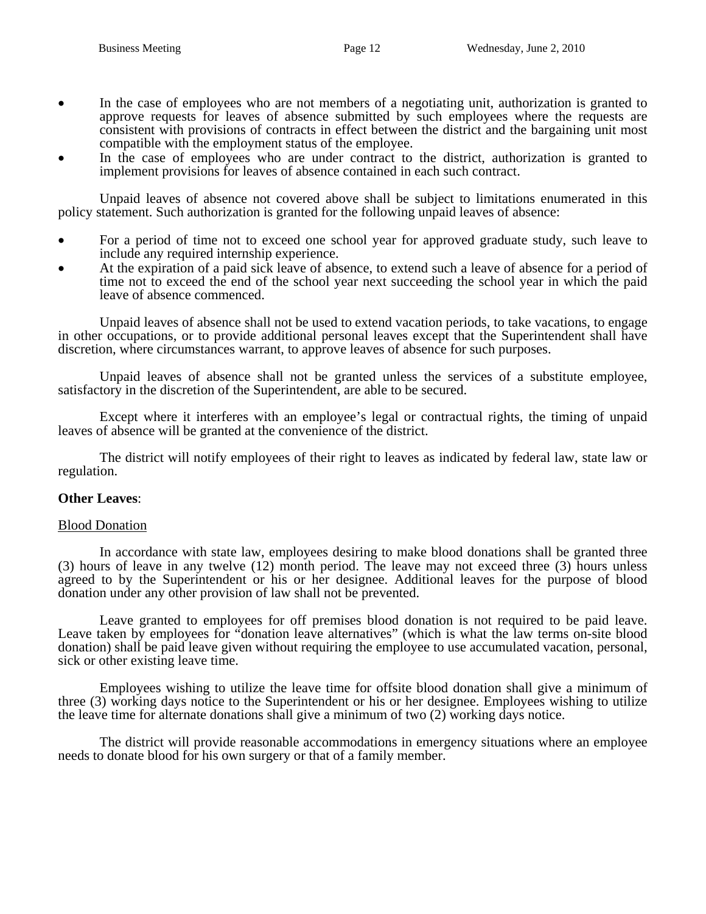- In the case of employees who are not members of a negotiating unit, authorization is granted to approve requests for leaves of absence submitted by such employees where the requests are consistent with provisions of contracts in effect between the district and the bargaining unit most compatible with the employment status of the employee.
- In the case of employees who are under contract to the district, authorization is granted to implement provisions for leaves of absence contained in each such contract.

Unpaid leaves of absence not covered above shall be subject to limitations enumerated in this policy statement. Such authorization is granted for the following unpaid leaves of absence:

- For a period of time not to exceed one school year for approved graduate study, such leave to include any required internship experience.
- At the expiration of a paid sick leave of absence, to extend such a leave of absence for a period of time not to exceed the end of the school year next succeeding the school year in which the paid leave of absence commenced.

Unpaid leaves of absence shall not be used to extend vacation periods, to take vacations, to engage in other occupations, or to provide additional personal leaves except that the Superintendent shall have discretion, where circumstances warrant, to approve leaves of absence for such purposes.

Unpaid leaves of absence shall not be granted unless the services of a substitute employee, satisfactory in the discretion of the Superintendent, are able to be secured.

Except where it interferes with an employee's legal or contractual rights, the timing of unpaid leaves of absence will be granted at the convenience of the district.

The district will notify employees of their right to leaves as indicated by federal law, state law or regulation.

**Other Leaves**:

<u>Blood Donation</u>

In accordance with state law, employees desiring to make blood donations shall be granted three (3) hours of leave in any twelve (12) month period. The leave may not exceed three (3) hours unless agreed to by the Superintendent or his or her designee. Additional leaves for the purpose of blood donation under any other provision of law shall not be prevented.

Leave granted to employees for off premises blood donation is not required to be paid leave. Leave taken by employees for "donation leave alternatives" (which is what the law terms on-site blood donation) shall be paid leave given without requiring the employee to use accumulated vacation, personal, sick or other existing leave time.

Employees wishing to utilize the leave time for offsite blood donation shall give a minimum of three (3) working days notice to the Superintendent or his or her designee. Employees wishing to utilize the leave time for alternate donations shall give a minimum of two (2) working days notice.

The district will provide reasonable accommodations in emergency situations where an employee needs to donate blood for his own surgery or that of a family member.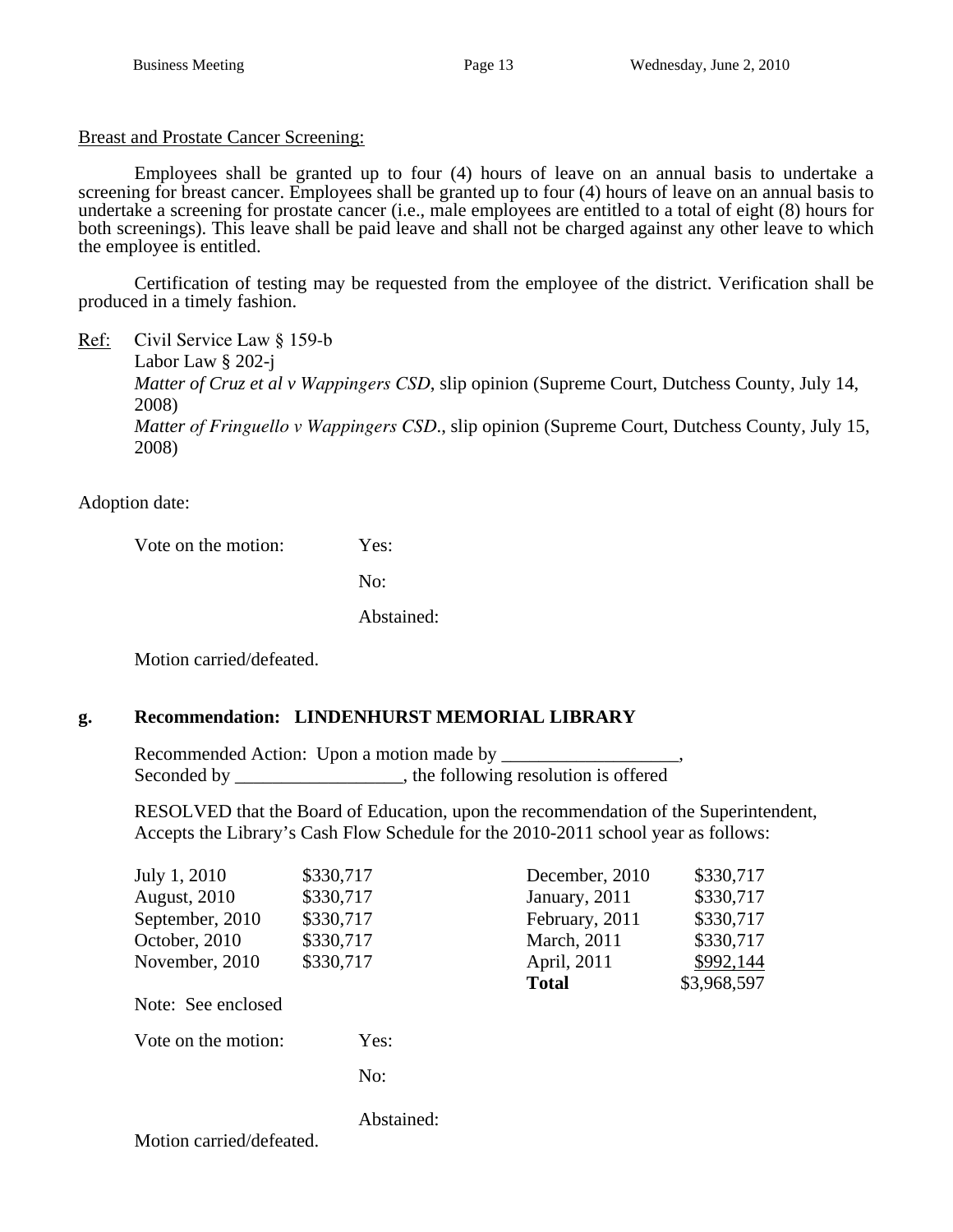Breast and Prostate Cancer Screening:

Employees shall be granted up to four (4) hours of leave on an annual basis to undertake a screening for breast cancer. Employees shall be granted up to four (4) hours of leave on an annual basis to undertake a screening for prostate cancer (i.e., male employees are entitled to a total of eight (8) hours for both screenings). This leave shall be paid leave and shall not be charged against any other leave to which the employee is entitled.

Certification of testing may be requested from the employee of the district. Verification shall be produced in a timely fashion.

Ref: Civil Service Law § 159-b
Labor Law § 202-j
*Matter of Cruz et al v Wappingers CSD*, slip opinion (Supreme Court, Dutchess County, July 14, 2008)
*Matter of Fringuello v Wappingers CSD*., slip opinion (Supreme Court, Dutchess County, July 15, 2008)

Adoption date:

Vote on the motion: Yes:

No:

Abstained:

Motion carried/defeated.

**g. Recommendation: LINDENHURST MEMORIAL LIBRARY**

Recommended Action: Upon a motion made by ___________________,
Seconded by __________________, the following resolution is offered

RESOLVED that the Board of Education, upon the recommendation of the Superintendent, Accepts the Library's Cash Flow Schedule for the 2010-2011 school year as follows:

| | | | |
|---|---|---|---|
| July 1, 2010 | $330,717 | December, 2010 | $330,717 |
| August, 2010 | $330,717 | January, 2011 | $330,717 |
| September, 2010 | $330,717 | February, 2011 | $330,717 |
| October, 2010 | $330,717 | March, 2011 | $330,717 |
| November, 2010 | $330,717 | April, 2011 | $992,144 |
| | | **Total** | $3,968,597 |

Note: See enclosed

Vote on the motion: Yes:

No:

Abstained:

Motion carried/defeated.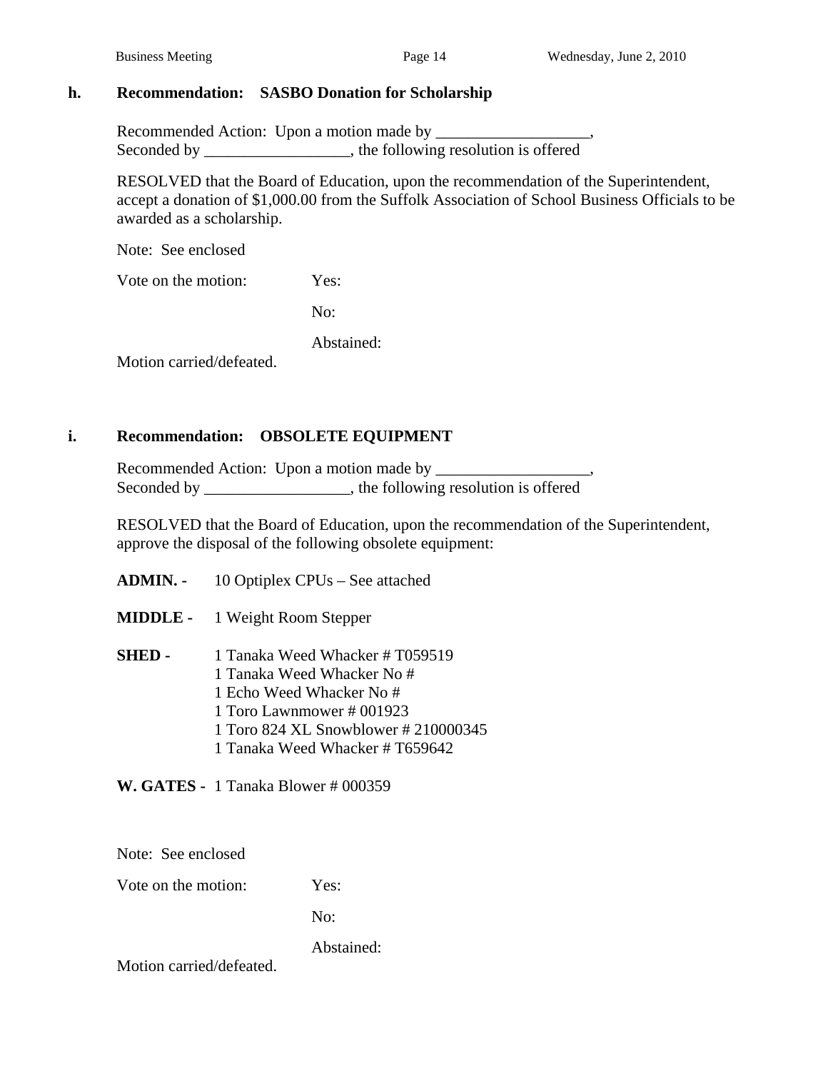### h. Recommendation: SASBO Donation for Scholarship

Recommended Action: Upon a motion made by ___________________,
Seconded by __________________, the following resolution is offered

RESOLVED that the Board of Education, upon the recommendation of the Superintendent, accept a donation of $1,000.00 from the Suffolk Association of School Business Officials to be awarded as a scholarship.

Note: See enclosed

Vote on the motion: Yes:

No:

Abstained:

Motion carried/defeated.

### i. Recommendation: OBSOLETE EQUIPMENT

Recommended Action: Upon a motion made by ___________________,
Seconded by __________________, the following resolution is offered

RESOLVED that the Board of Education, upon the recommendation of the Superintendent, approve the disposal of the following obsolete equipment:

**ADMIN. -** 10 Optiplex CPUs – See attached

**MIDDLE -** 1 Weight Room Stepper

**SHED -**
1 Tanaka Weed Whacker # T059519
1 Tanaka Weed Whacker No #
1 Echo Weed Whacker No #
1 Toro Lawnmower # 001923
1 Toro 824 XL Snowblower # 210000345
1 Tanaka Weed Whacker # T659642

**W. GATES -** 1 Tanaka Blower # 000359

Note: See enclosed

Vote on the motion: Yes:

No:

Abstained:

Motion carried/defeated.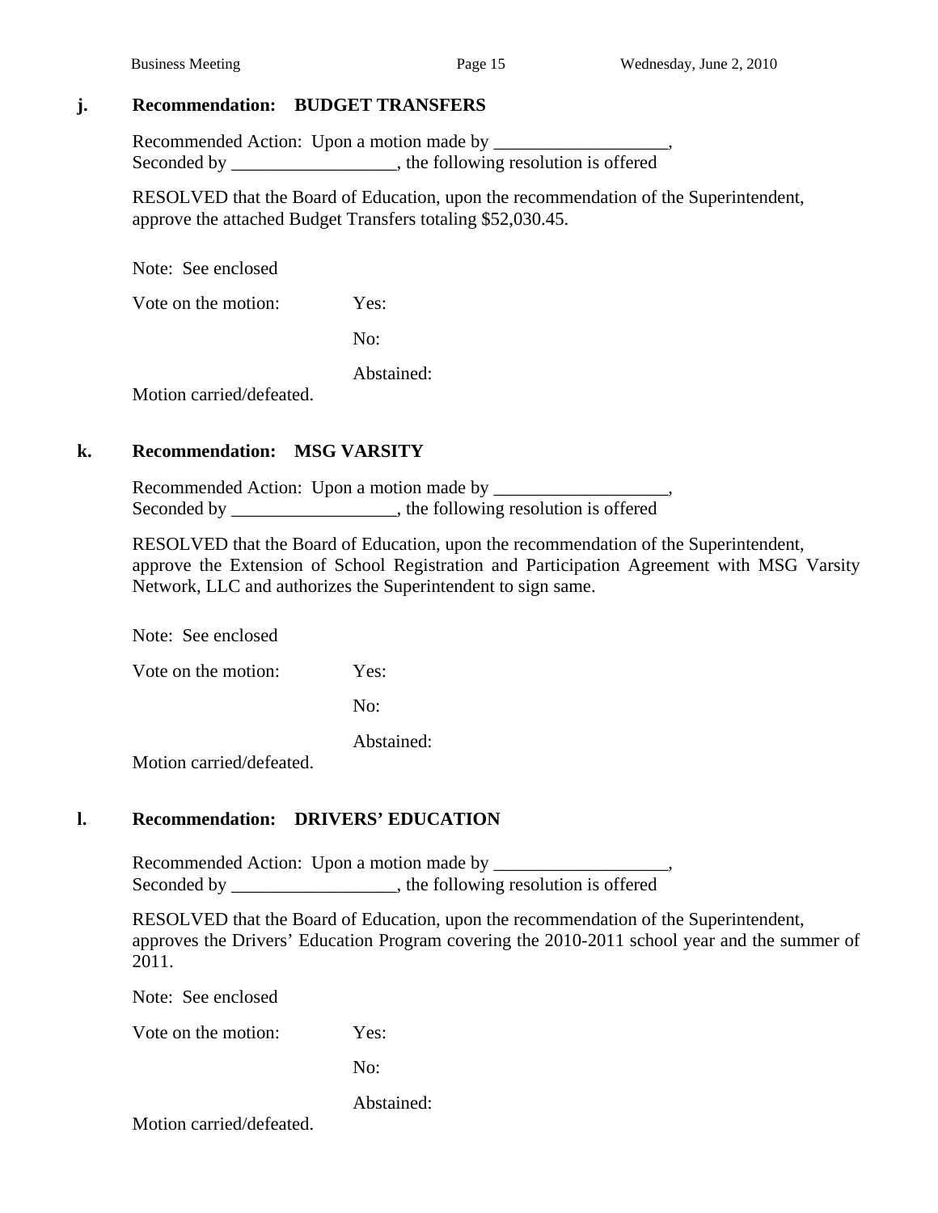**j. Recommendation: BUDGET TRANSFERS**

Recommended Action: Upon a motion made by ___________________,
Seconded by __________________, the following resolution is offered

RESOLVED that the Board of Education, upon the recommendation of the Superintendent, approve the attached Budget Transfers totaling $52,030.45.

Note: See enclosed

Vote on the motion: Yes:

No:

Abstained:

Motion carried/defeated.

**k. Recommendation: MSG VARSITY**

Recommended Action: Upon a motion made by ___________________,
Seconded by __________________, the following resolution is offered

RESOLVED that the Board of Education, upon the recommendation of the Superintendent, approve the Extension of School Registration and Participation Agreement with MSG Varsity Network, LLC and authorizes the Superintendent to sign same.

Note: See enclosed

Vote on the motion: Yes:

No:

Abstained:

Motion carried/defeated.

**l. Recommendation: DRIVERS' EDUCATION**

Recommended Action: Upon a motion made by ___________________,
Seconded by __________________, the following resolution is offered

RESOLVED that the Board of Education, upon the recommendation of the Superintendent, approves the Drivers' Education Program covering the 2010-2011 school year and the summer of 2011.

Note: See enclosed

Vote on the motion: Yes:

No:

Abstained:

Motion carried/defeated.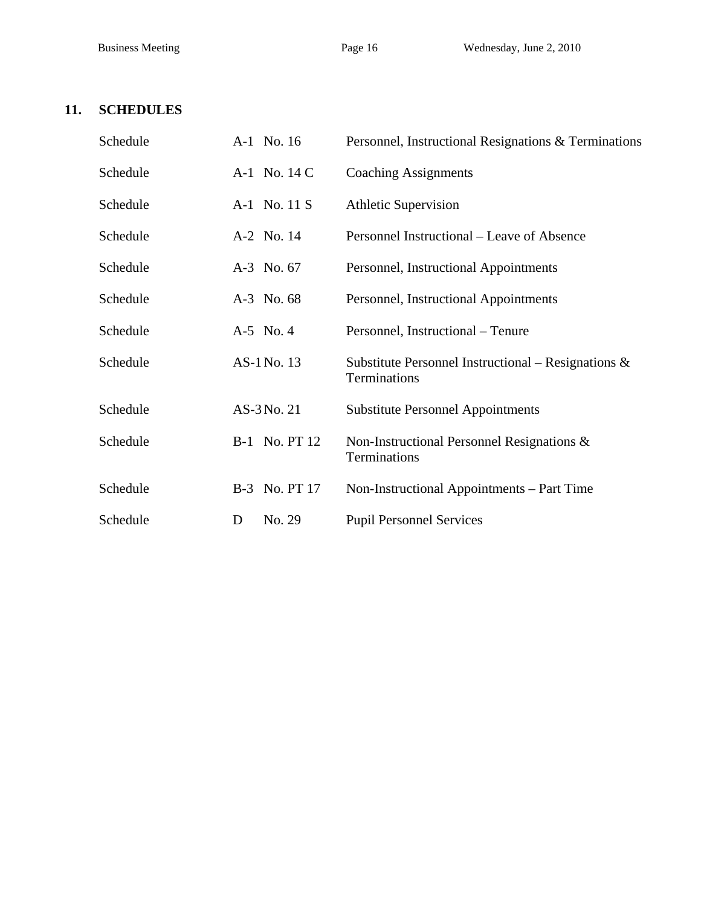## 11. SCHEDULES

| | | |
|---|---|---|
| Schedule | A-1 No. 16 | Personnel, Instructional Resignations & Terminations |
| Schedule | A-1 No. 14 C | Coaching Assignments |
| Schedule | A-1 No. 11 S | Athletic Supervision |
| Schedule | A-2 No. 14 | Personnel Instructional – Leave of Absence |
| Schedule | A-3 No. 67 | Personnel, Instructional Appointments |
| Schedule | A-3 No. 68 | Personnel, Instructional Appointments |
| Schedule | A-5 No. 4 | Personnel, Instructional – Tenure |
| Schedule | AS-1 No. 13 | Substitute Personnel Instructional – Resignations & Terminations |
| Schedule | AS-3 No. 21 | Substitute Personnel Appointments |
| Schedule | B-1 No. PT 12 | Non-Instructional Personnel Resignations & Terminations |
| Schedule | B-3 No. PT 17 | Non-Instructional Appointments – Part Time |
| Schedule | D No. 29 | Pupil Personnel Services |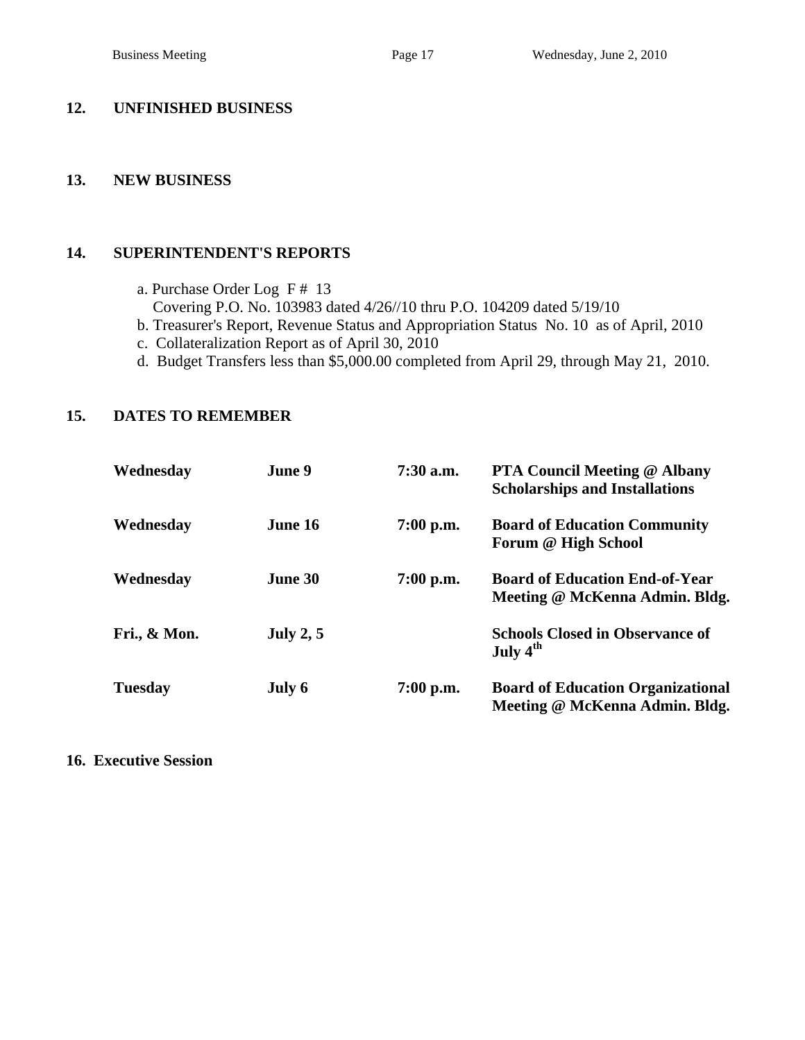## 12. UNFINISHED BUSINESS

## 13. NEW BUSINESS

## 14. SUPERINTENDENT'S REPORTS

a. Purchase Order Log F # 13
   Covering P.O. No. 103983 dated 4/26//10 thru P.O. 104209 dated 5/19/10

b. Treasurer's Report, Revenue Status and Appropriation Status No. 10 as of April, 2010

c. Collateralization Report as of April 30, 2010

d. Budget Transfers less than $5,000.00 completed from April 29, through May 21, 2010.

## 15. DATES TO REMEMBER

| | | | |
|---|---|---|---|
| **Wednesday** | **June 9** | **7:30 a.m.** | **PTA Council Meeting @ Albany Scholarships and Installations** |
| **Wednesday** | **June 16** | **7:00 p.m.** | **Board of Education Community Forum @ High School** |
| **Wednesday** | **June 30** | **7:00 p.m.** | **Board of Education End-of-Year Meeting @ McKenna Admin. Bldg.** |
| **Fri., & Mon.** | **July 2, 5** | | **Schools Closed in Observance of July 4th** |
| **Tuesday** | **July 6** | **7:00 p.m.** | **Board of Education Organizational Meeting @ McKenna Admin. Bldg.** |

## 16. Executive Session